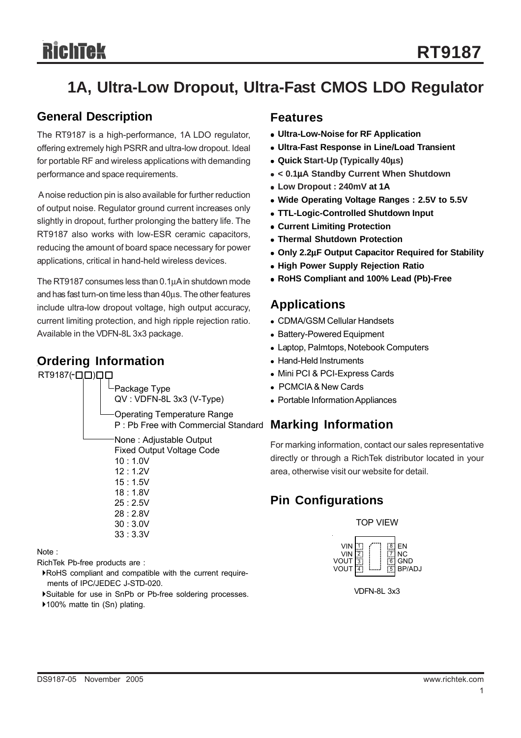# 1A, Ultra-Low Dropout, Ultra-Fast CMOS LDO Regulator

## General Description

The RT9187 is a high-performance, 1A LDO regulator, offering extremely high PSRR and ultra-low dropout. Ideal for portable RF and wireless applications with demanding performance and space requirements.

A noise reduction pin is also available for further reduction of output noise. Regulator ground current increases only slightly in dropout, further prolonging the battery life. The RT9187 also works with low-ESR ceramic capacitors, reducing the amount of board space necessary for power applications, critical in hand-held wireless devices.

The RT9187 consumes less than 0.1μA in shutdown mode and has fast turn-on time less than 40μs. The other features include ultra-low dropout voltage, high output accuracy, current limiting protection, and high ripple rejection ratio. Available in the VDFN-8L 3x3 package.

## Ordering Information

```
RT9187(-□□)□□
               └Package Type
                QV : VDFN-8L 3x3 (V-Type)
              ──Operating Temperature Range
                P : Pb Free with Commercial Standard
         ───────None : Adjustable Output
                Fixed Output Voltage Code
                10 : 1.0V
                12 : 1.2V
                15 : 1.5V
                18 : 1.8V
                25 : 2.5V
                28 : 2.8V
                30 : 3.0V
                33 : 3.3V
```

Note :

RichTek Pb-free products are :

- RoHS compliant and compatible with the current requirements of IPC/JEDEC J-STD-020.
- Suitable for use in SnPb or Pb-free soldering processes.
- 100% matte tin (Sn) plating.

## Features

- **Ultra-Low-Noise for RF Application**
- **Ultra-Fast Response in Line/Load Transient**
- **Quick Start-Up (Typically 40μs)**
- **< 0.1μA Standby Current When Shutdown**
- **Low Dropout : 240mV at 1A**
- **Wide Operating Voltage Ranges : 2.5V to 5.5V**
- **TTL-Logic-Controlled Shutdown Input**
- **Current Limiting Protection**
- **Thermal Shutdown Protection**
- **Only 2.2μF Output Capacitor Required for Stability**
- **High Power Supply Rejection Ratio**
- **RoHS Compliant and 100% Lead (Pb)-Free**

## Applications

- CDMA/GSM Cellular Handsets
- Battery-Powered Equipment
- Laptop, Palmtops, Notebook Computers
- Hand-Held Instruments
- Mini PCI & PCI-Express Cards
- PCMCIA & New Cards
- Portable Information Appliances

## Marking Information

For marking information, contact our sales representative directly or through a RichTek distributor located in your area, otherwise visit our website for detail.

## Pin Configurations

TOP VIEW

| Pin | Name | Pin | Name |
|---|---|---|---|
| 1 | VIN | 8 | EN |
| 2 | VIN | 7 | NC |
| 3 | VOUT | 6 | GND |
| 4 | VOUT | 5 | BP/ADJ |

VDFN-8L 3x3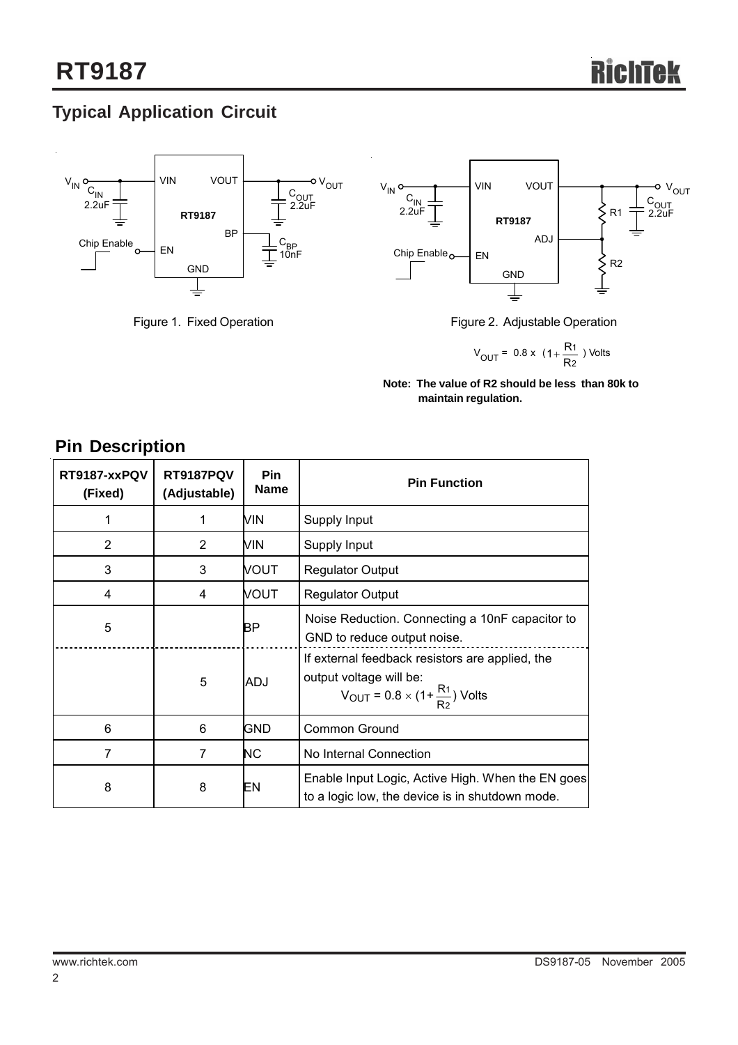## Typical Application Circuit

Figure 1. Fixed Operation

Figure 2. Adjustable Operation

$$V_{OUT} = 0.8 \times \left(1 + \frac{R1}{R2}\right) \text{ Volts}$$

**Note: The value of R2 should be less than 80k to maintain regulation.**

## Pin Description

| RT9187-xxPQV (Fixed) | RT9187PQV (Adjustable) | Pin Name | Pin Function |
|---|---|---|---|
| 1 | 1 | VIN | Supply Input |
| 2 | 2 | VIN | Supply Input |
| 3 | 3 | VOUT | Regulator Output |
| 4 | 4 | VOUT | Regulator Output |
| 5 | | BP | Noise Reduction. Connecting a 10nF capacitor to GND to reduce output noise. |
| | 5 | ADJ | If external feedback resistors are applied, the output voltage will be: $V_{OUT} = 0.8 \times (1 + \frac{R1}{R2})$ Volts |
| 6 | 6 | GND | Common Ground |
| 7 | 7 | NC | No Internal Connection |
| 8 | 8 | EN | Enable Input Logic, Active High. When the EN goes to a logic low, the device is in shutdown mode. |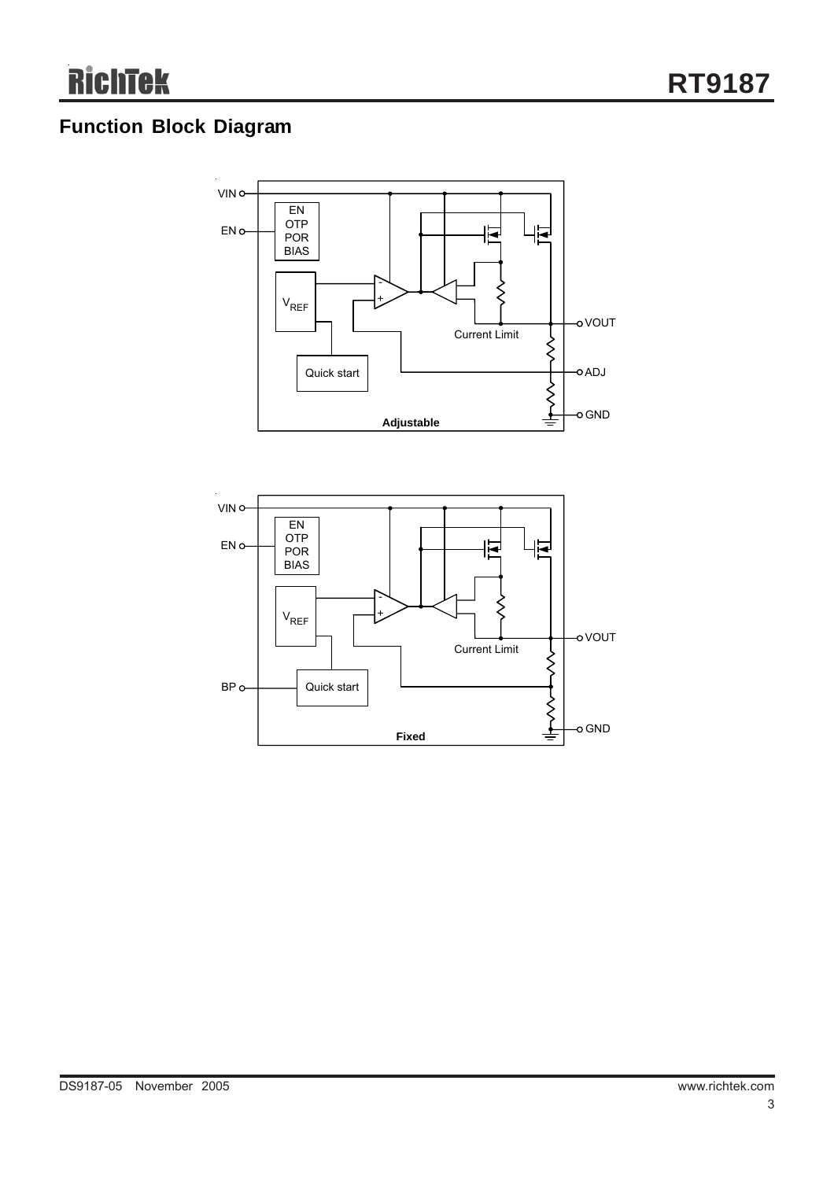## Function Block Diagram

VIN
EN
EN
OTP
POR
BIAS
$V_{REF}$
Quick start
Current Limit
VOUT
ADJ
GND
**Adjustable**

VIN
EN
EN
OTP
POR
BIAS
$V_{REF}$
BP
Quick start
Current Limit
VOUT
GND
**Fixed**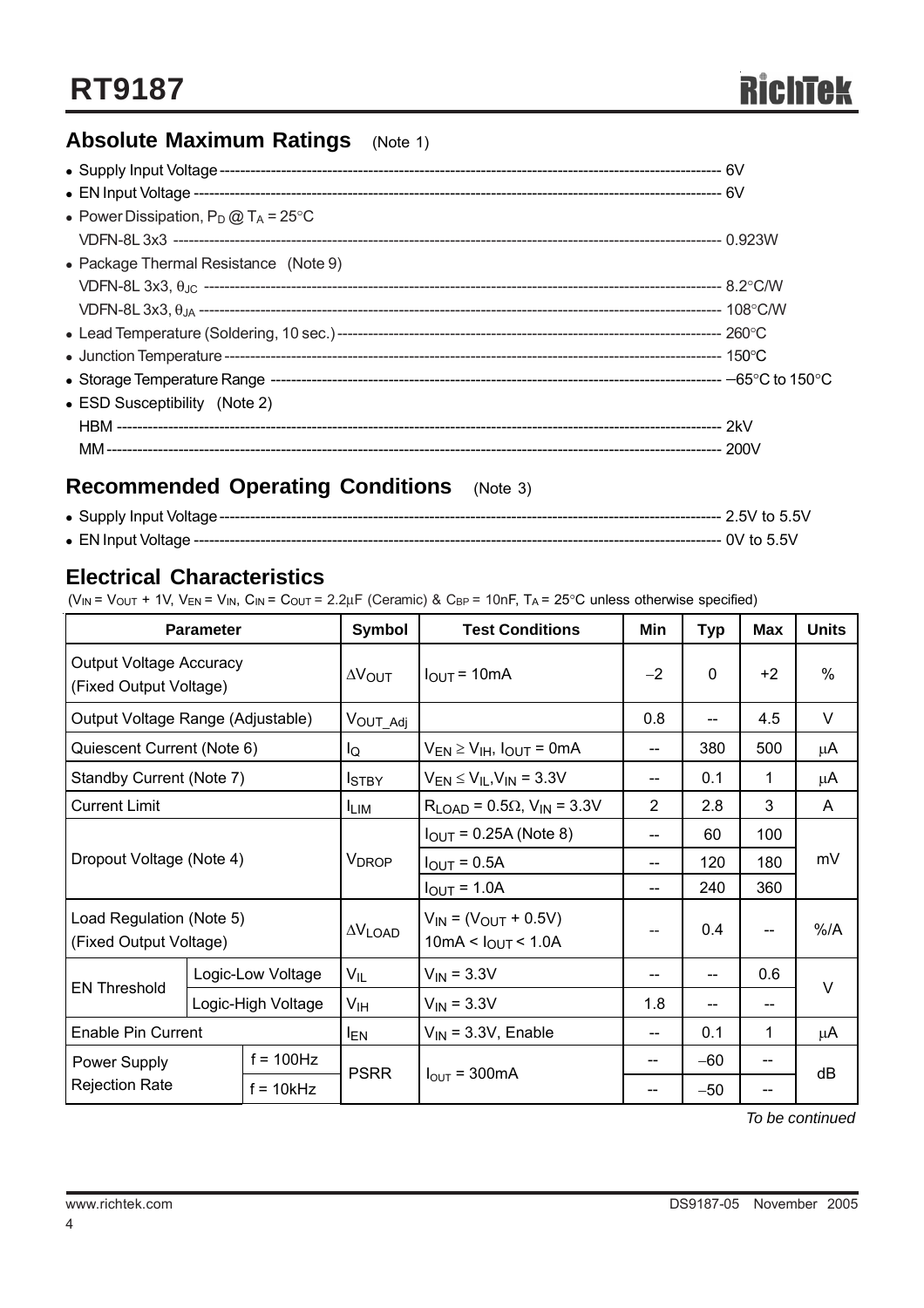## Absolute Maximum Ratings (Note 1)

- Supply Input Voltage ---------- 6V
- EN Input Voltage ---------- 6V
- Power Dissipation, $P_D$ @ $T_A$ = 25°C
  VDFN-8L 3x3 ---------- 0.923W
- Package Thermal Resistance (Note 9)
  VDFN-8L 3x3, $\theta_{JC}$ ---------- 8.2°C/W
  VDFN-8L 3x3, $\theta_{JA}$ ---------- 108°C/W
- Lead Temperature (Soldering, 10 sec.) ---------- 260°C
- Junction Temperature ---------- 150°C
- Storage Temperature Range ---------- −65°C to 150°C
- ESD Susceptibility (Note 2)
  HBM ---------- 2kV
  MM ---------- 200V

## Recommended Operating Conditions (Note 3)

- Supply Input Voltage ---------- 2.5V to 5.5V
- EN Input Voltage ---------- 0V to 5.5V

## Electrical Characteristics

($V_{IN}$ = $V_{OUT}$ + 1V, $V_{EN}$ = $V_{IN}$, $C_{IN}$ = $C_{OUT}$ = 2.2μF (Ceramic) & $C_{BP}$ = 10nF, $T_A$ = 25°C unless otherwise specified)

| Parameter | | Symbol | Test Conditions | Min | Typ | Max | Units |
|---|---|---|---|---|---|---|---|
| Output Voltage Accuracy (Fixed Output Voltage) | | $\Delta V_{OUT}$ | $I_{OUT}$ = 10mA | −2 | 0 | +2 | % |
| Output Voltage Range (Adjustable) | | $V_{OUT\_Adj}$ | | 0.8 | -- | 4.5 | V |
| Quiescent Current (Note 6) | | $I_Q$ | $V_{EN} \geq V_{IH}$, $I_{OUT}$ = 0mA | -- | 380 | 500 | μA |
| Standby Current (Note 7) | | $I_{STBY}$ | $V_{EN} \leq V_{IL}$, $V_{IN}$ = 3.3V | -- | 0.1 | 1 | μA |
| Current Limit | | $I_{LIM}$ | $R_{LOAD}$ = 0.5Ω, $V_{IN}$ = 3.3V | 2 | 2.8 | 3 | A |
| Dropout Voltage (Note 4) | | $V_{DROP}$ | $I_{OUT}$ = 0.25A (Note 8) | -- | 60 | 100 | mV |
| | | | $I_{OUT}$ = 0.5A | -- | 120 | 180 | |
| | | | $I_{OUT}$ = 1.0A | -- | 240 | 360 | |
| Load Regulation (Note 5) (Fixed Output Voltage) | | $\Delta V_{LOAD}$ | $V_{IN}$ = ($V_{OUT}$ + 0.5V) 10mA < $I_{OUT}$ < 1.0A | -- | 0.4 | -- | %/A |
| EN Threshold | Logic-Low Voltage | $V_{IL}$ | $V_{IN}$ = 3.3V | -- | -- | 0.6 | V |
| | Logic-High Voltage | $V_{IH}$ | $V_{IN}$ = 3.3V | 1.8 | -- | -- | |
| Enable Pin Current | | $I_{EN}$ | $V_{IN}$ = 3.3V, Enable | -- | 0.1 | 1 | μA |
| Power Supply Rejection Rate | f = 100Hz | PSRR | $I_{OUT}$ = 300mA | -- | −60 | -- | dB |
| | f = 10kHz | | | -- | −50 | -- | |

*To be continued*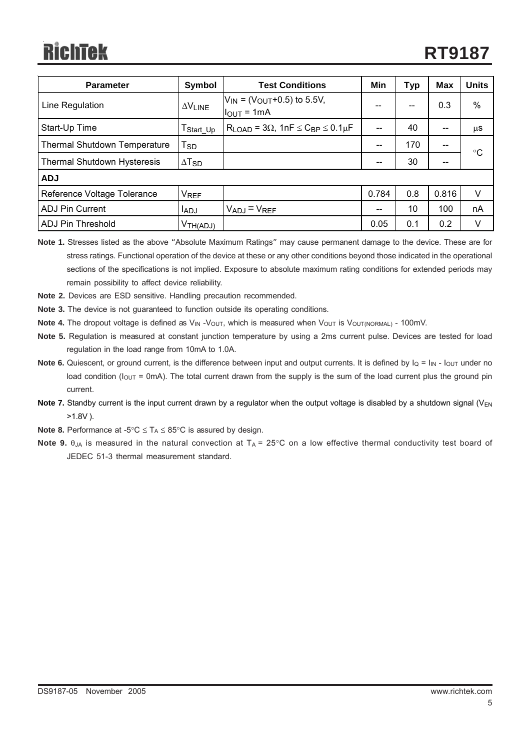| Parameter | Symbol | Test Conditions | Min | Typ | Max | Units |
|---|---|---|---|---|---|---|
| Line Regulation | $\Delta V_{LINE}$ | $V_{IN}$ = ($V_{OUT}$+0.5) to 5.5V, $I_{OUT}$ = 1mA | -- | -- | 0.3 | % |
| Start-Up Time | $T_{Start\_Up}$ | $R_{LOAD} = 3\Omega$, $1nF \leq C_{BP} \leq 0.1\mu F$ | -- | 40 | -- | μs |
| Thermal Shutdown Temperature | $T_{SD}$ | | -- | 170 | -- | °C |
| Thermal Shutdown Hysteresis | $\Delta T_{SD}$ | | -- | 30 | -- | °C |
| **ADJ** | | | | | | |
| Reference Voltage Tolerance | $V_{REF}$ | | 0.784 | 0.8 | 0.816 | V |
| ADJ Pin Current | $I_{ADJ}$ | $V_{ADJ} = V_{REF}$ | -- | 10 | 100 | nA |
| ADJ Pin Threshold | $V_{TH(ADJ)}$ | | 0.05 | 0.1 | 0.2 | V |

**Note 1.** Stresses listed as the above "Absolute Maximum Ratings" may cause permanent damage to the device. These are for stress ratings. Functional operation of the device at these or any other conditions beyond those indicated in the operational sections of the specifications is not implied. Exposure to absolute maximum rating conditions for extended periods may remain possibility to affect device reliability.

**Note 2.** Devices are ESD sensitive. Handling precaution recommended.

**Note 3.** The device is not guaranteed to function outside its operating conditions.

**Note 4.** The dropout voltage is defined as $V_{IN}$ - $V_{OUT}$, which is measured when $V_{OUT}$ is $V_{OUT(NORMAL)}$ - 100mV.

**Note 5.** Regulation is measured at constant junction temperature by using a 2ms current pulse. Devices are tested for load regulation in the load range from 10mA to 1.0A.

**Note 6.** Quiescent, or ground current, is the difference between input and output currents. It is defined by $I_Q = I_{IN} - I_{OUT}$ under no load condition ($I_{OUT}$ = 0mA). The total current drawn from the supply is the sum of the load current plus the ground pin current.

**Note 7.** Standby current is the input current drawn by a regulator when the output voltage is disabled by a shutdown signal ($V_{EN}$ >1.8V ).

**Note 8.** Performance at -5°C ≤ $T_A$ ≤ 85°C is assured by design.

**Note 9.** $\theta_{JA}$ is measured in the natural convection at $T_A$ = 25°C on a low effective thermal conductivity test board of JEDEC 51-3 thermal measurement standard.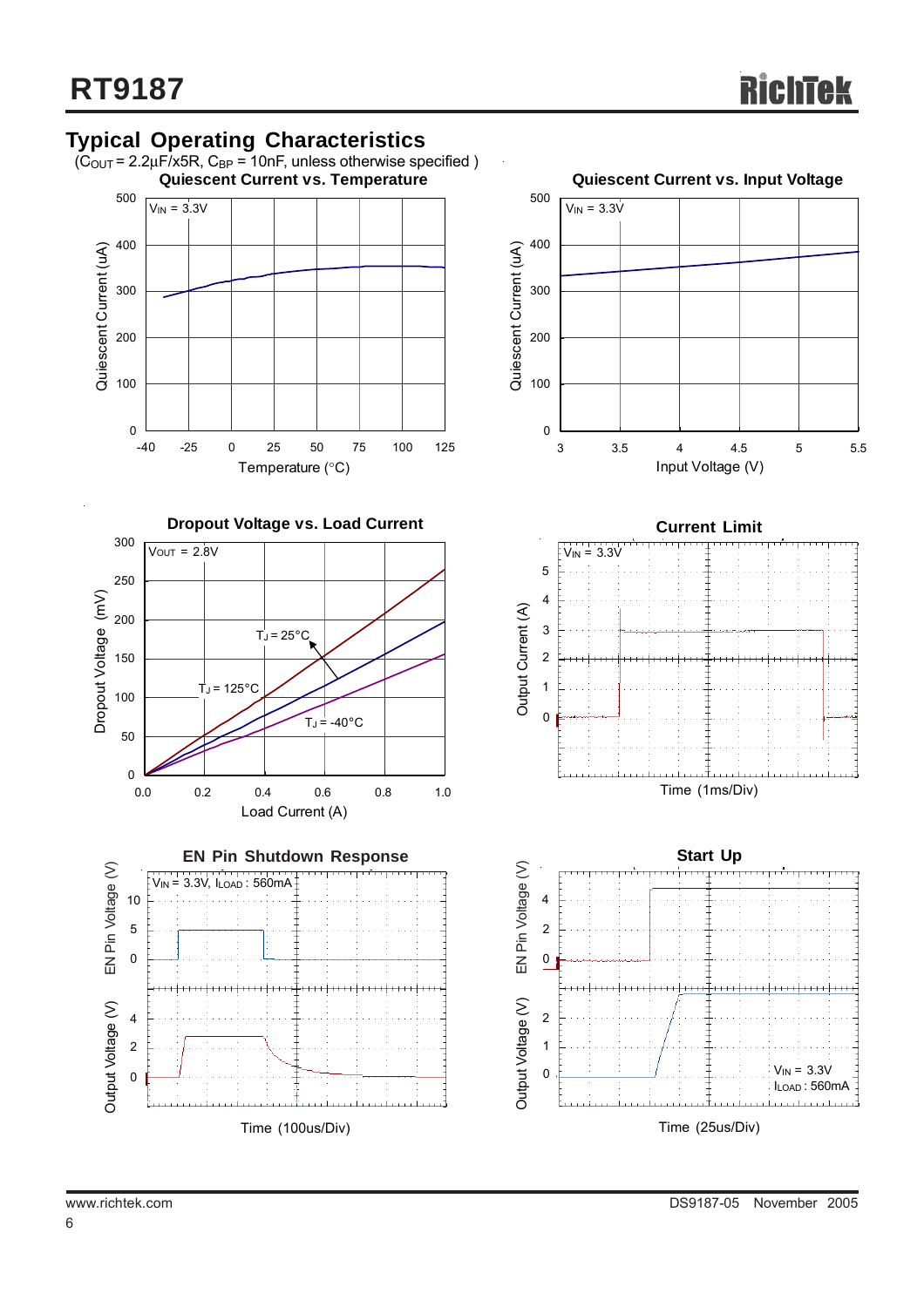## Typical Operating Characteristics

($C_{OUT}$ = 2.2µF/x5R, $C_{BP}$ = 10nF, unless otherwise specified )

**Quiescent Current vs. Temperature**

$V_{IN}$ = 3.3V

Quiescent Current (uA)

Temperature (°C)

**Quiescent Current vs. Input Voltage**

$V_{IN}$ = 3.3V

Quiescent Current (uA)

Input Voltage (V)

**Dropout Voltage vs. Load Current**

$V_{OUT}$ = 2.8V

$T_J$ = 25°C

$T_J$ = 125°C

$T_J$ = -40°C

Dropout Voltage (mV)

Load Current (A)

**Current Limit**

$V_{IN}$ = 3.3V

Output Current (A)

Time (1ms/Div)

**EN Pin Shutdown Response**

$V_{IN}$ = 3.3V, $I_{LOAD}$ : 560mA

EN Pin Voltage (V)

Output Voltage (V)

Time (100us/Div)

**Start Up**

EN Pin Voltage (V)

Output Voltage (V)

$V_{IN}$ = 3.3V

$I_{LOAD}$ : 560mA

Time (25us/Div)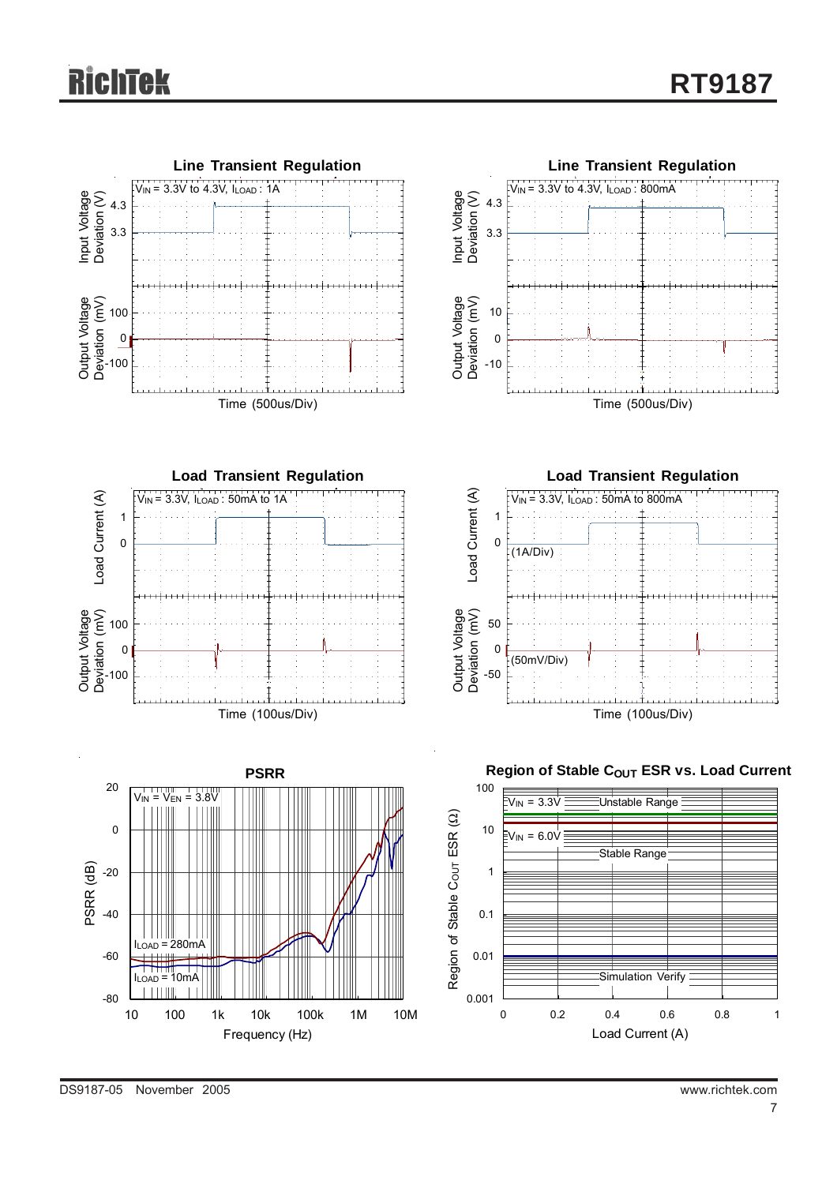**Line Transient Regulation**

$V_{IN}$ = 3.3V to 4.3V, $I_{LOAD}$ : 1A

Input Voltage Deviation (V): 4.3, 3.3

Output Voltage Deviation (mV): 100, 0, -100

Time (500us/Div)

**Line Transient Regulation**

$V_{IN}$ = 3.3V to 4.3V, $I_{LOAD}$ : 800mA

Input Voltage Deviation (V): 4.3, 3.3

Output Voltage Deviation (mV): 10, 0, -10

Time (500us/Div)

**Load Transient Regulation**

$V_{IN}$ = 3.3V, $I_{LOAD}$ : 50mA to 1A

Load Current (A): 1, 0

Output Voltage Deviation (mV): 100, 0, -100

Time (100us/Div)

**Load Transient Regulation**

$V_{IN}$ = 3.3V, $I_{LOAD}$ : 50mA to 800mA

Load Current (A): 1, 0 (1A/Div)

Output Voltage Deviation (mV): 50, 0, -50 (50mV/Div)

Time (100us/Div)

**PSRR**

$V_{IN}$ = $V_{EN}$ = 3.8V

$I_{LOAD}$ = 280mA

$I_{LOAD}$ = 10mA

PSRR (dB): 20, 0, -20, -40, -60, -80

Frequency (Hz): 10, 100, 1k, 10k, 100k, 1M, 10M

**Region of Stable $C_{OUT}$ ESR vs. Load Current**

$V_{IN}$ = 3.3V

$V_{IN}$ = 6.0V

Unstable Range

Stable Range

Simulation Verify

Region of Stable $C_{OUT}$ ESR (Ω): 100, 10, 1, 0.1, 0.01, 0.001

Load Current (A): 0, 0.2, 0.4, 0.6, 0.8, 1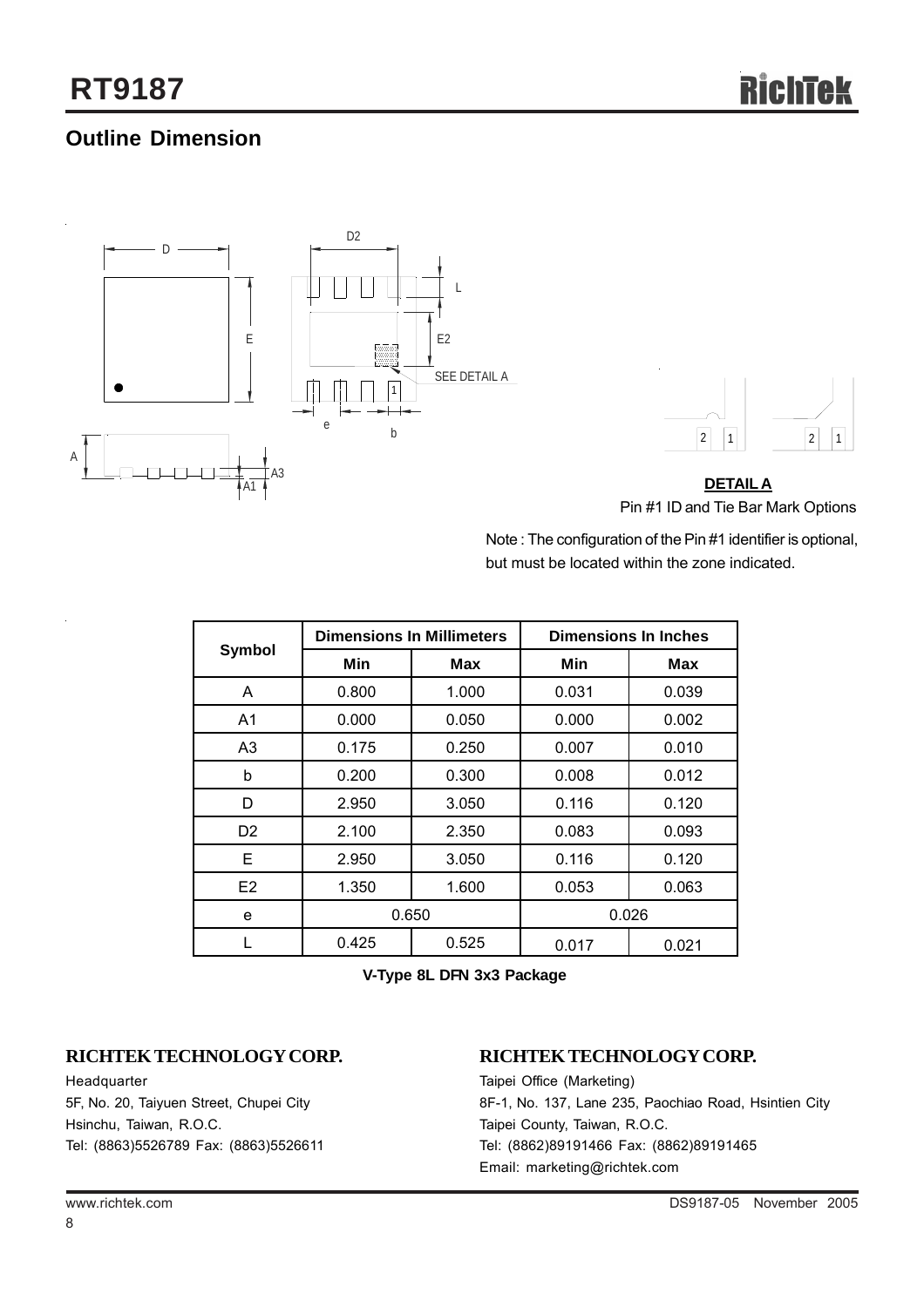## Outline Dimension

D

E

A

A1

A3

D2

L

E2

SEE DETAIL A

1

e

b

2 1

2 1

**DETAIL A**

Pin #1 ID and Tie Bar Mark Options

Note : The configuration of the Pin #1 identifier is optional, but must be located within the zone indicated.

| Symbol | Dimensions In Millimeters | | Dimensions In Inches | |
|---|---|---|---|---|
| | Min | Max | Min | Max |
| A | 0.800 | 1.000 | 0.031 | 0.039 |
| A1 | 0.000 | 0.050 | 0.000 | 0.002 |
| A3 | 0.175 | 0.250 | 0.007 | 0.010 |
| b | 0.200 | 0.300 | 0.008 | 0.012 |
| D | 2.950 | 3.050 | 0.116 | 0.120 |
| D2 | 2.100 | 2.350 | 0.083 | 0.093 |
| E | 2.950 | 3.050 | 0.116 | 0.120 |
| E2 | 1.350 | 1.600 | 0.053 | 0.063 |
| e | 0.650 | | 0.026 | |
| L | 0.425 | 0.525 | 0.017 | 0.021 |

**V-Type 8L DFN 3x3 Package**

**RICHTEK TECHNOLOGY CORP.**

Headquarter

5F, No. 20, Taiyuen Street, Chupei City

Hsinchu, Taiwan, R.O.C.

Tel: (8863)5526789 Fax: (8863)5526611

**RICHTEK TECHNOLOGY CORP.**

Taipei Office (Marketing)

8F-1, No. 137, Lane 235, Paochiao Road, Hsintien City

Taipei County, Taiwan, R.O.C.

Tel: (8862)89191466 Fax: (8862)89191465

Email: marketing@richtek.com